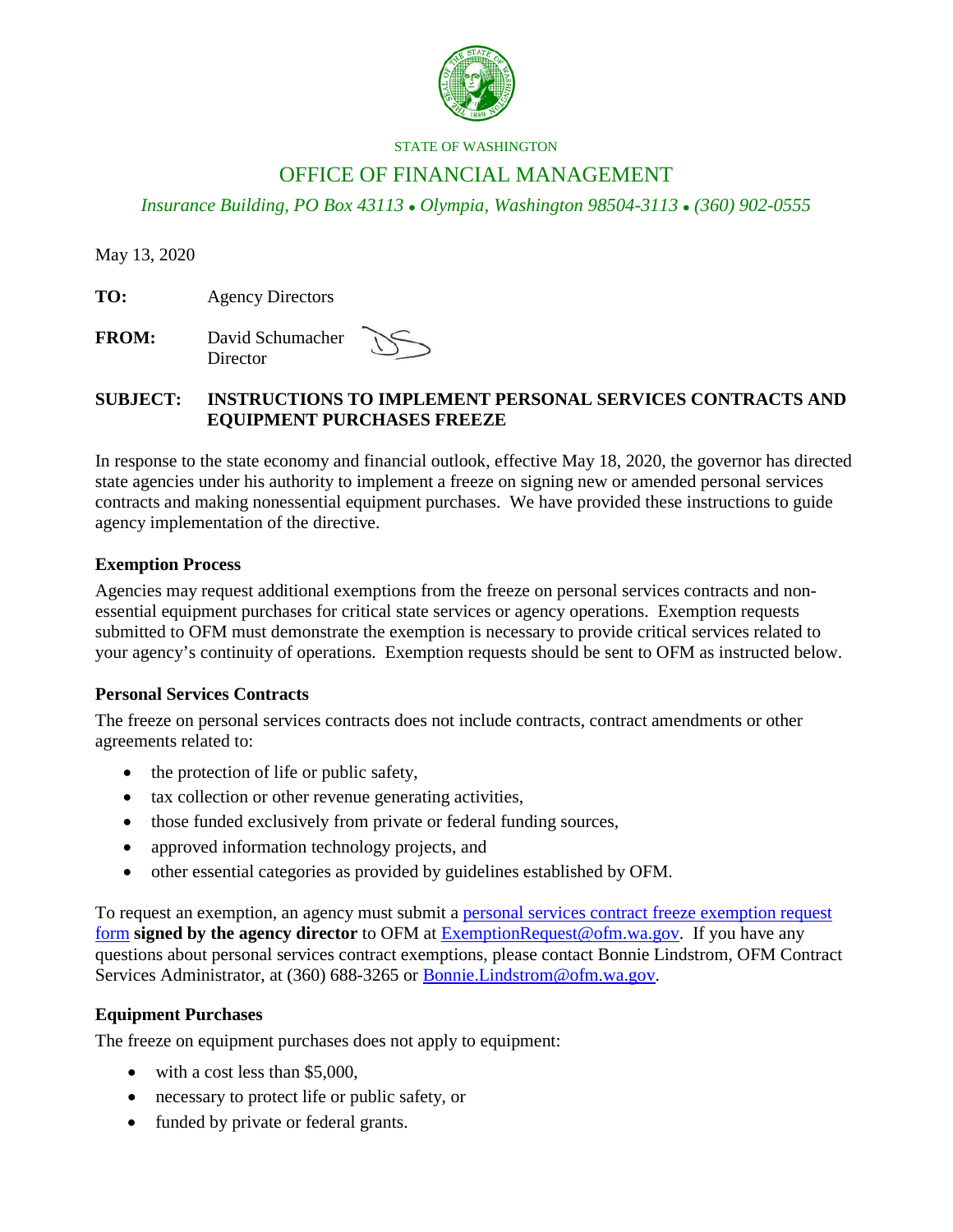STATE OF WASHINGTON

# OFFICE OF FINANCIAL MANAGEMENT

*Insurance Building, PO Box 43113 • Olympia, Washington 98504-3113 • (360) 902-0555*

May 13, 2020

**TO:** Agency Directors

**FROM:** David Schumacher
Director

**SUBJECT: INSTRUCTIONS TO IMPLEMENT PERSONAL SERVICES CONTRACTS AND EQUIPMENT PURCHASES FREEZE**

In response to the state economy and financial outlook, effective May 18, 2020, the governor has directed state agencies under his authority to implement a freeze on signing new or amended personal services contracts and making nonessential equipment purchases. We have provided these instructions to guide agency implementation of the directive.

### Exemption Process

Agencies may request additional exemptions from the freeze on personal services contracts and non-essential equipment purchases for critical state services or agency operations. Exemption requests submitted to OFM must demonstrate the exemption is necessary to provide critical services related to your agency's continuity of operations. Exemption requests should be sent to OFM as instructed below.

### Personal Services Contracts

The freeze on personal services contracts does not include contracts, contract amendments or other agreements related to:

- the protection of life or public safety,
- tax collection or other revenue generating activities,
- those funded exclusively from private or federal funding sources,
- approved information technology projects, and
- other essential categories as provided by guidelines established by OFM.

To request an exemption, an agency must submit a personal services contract freeze exemption request form **signed by the agency director** to OFM at ExemptionRequest@ofm.wa.gov. If you have any questions about personal services contract exemptions, please contact Bonnie Lindstrom, OFM Contract Services Administrator, at (360) 688-3265 or Bonnie.Lindstrom@ofm.wa.gov.

### Equipment Purchases

The freeze on equipment purchases does not apply to equipment:

- with a cost less than $5,000,
- necessary to protect life or public safety, or
- funded by private or federal grants.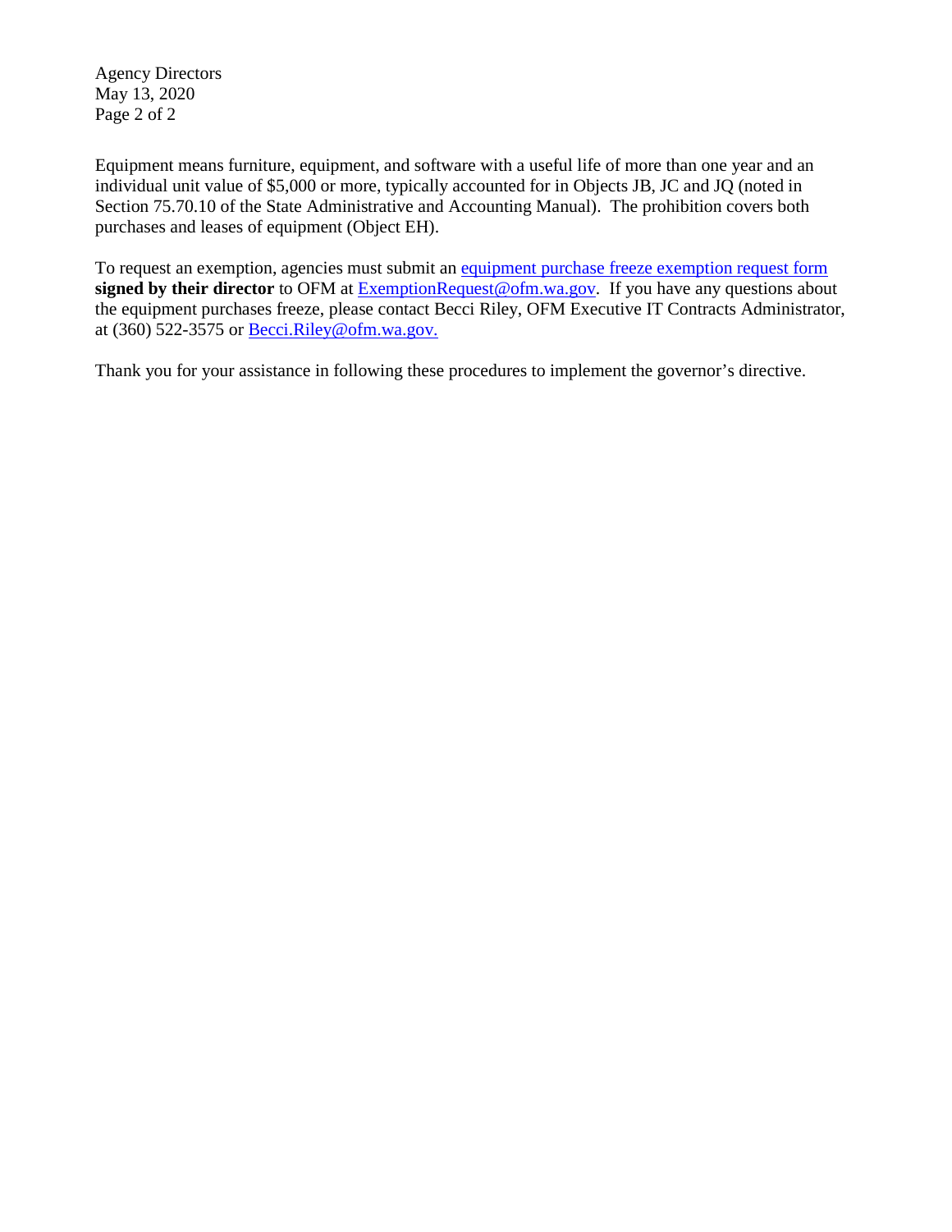Equipment means furniture, equipment, and software with a useful life of more than one year and an individual unit value of $5,000 or more, typically accounted for in Objects JB, JC and JQ (noted in Section 75.70.10 of the State Administrative and Accounting Manual). The prohibition covers both purchases and leases of equipment (Object EH).

To request an exemption, agencies must submit an equipment purchase freeze exemption request form **signed by their director** to OFM at ExemptionRequest@ofm.wa.gov. If you have any questions about the equipment purchases freeze, please contact Becci Riley, OFM Executive IT Contracts Administrator, at (360) 522-3575 or Becci.Riley@ofm.wa.gov.

Thank you for your assistance in following these procedures to implement the governor's directive.